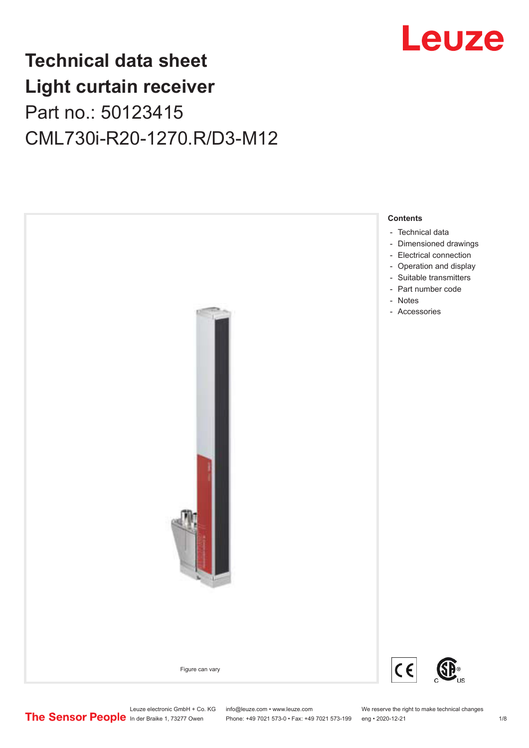# Technical data sheet
# Light curtain receiver

Part no.: 50123415

CML730i-R20-1270.R/D3-M12

Figure can vary

**Contents**

- Technical data
- Dimensioned drawings
- Electrical connection
- Operation and display
- Suitable transmitters
- Part number code
- Notes
- Accessories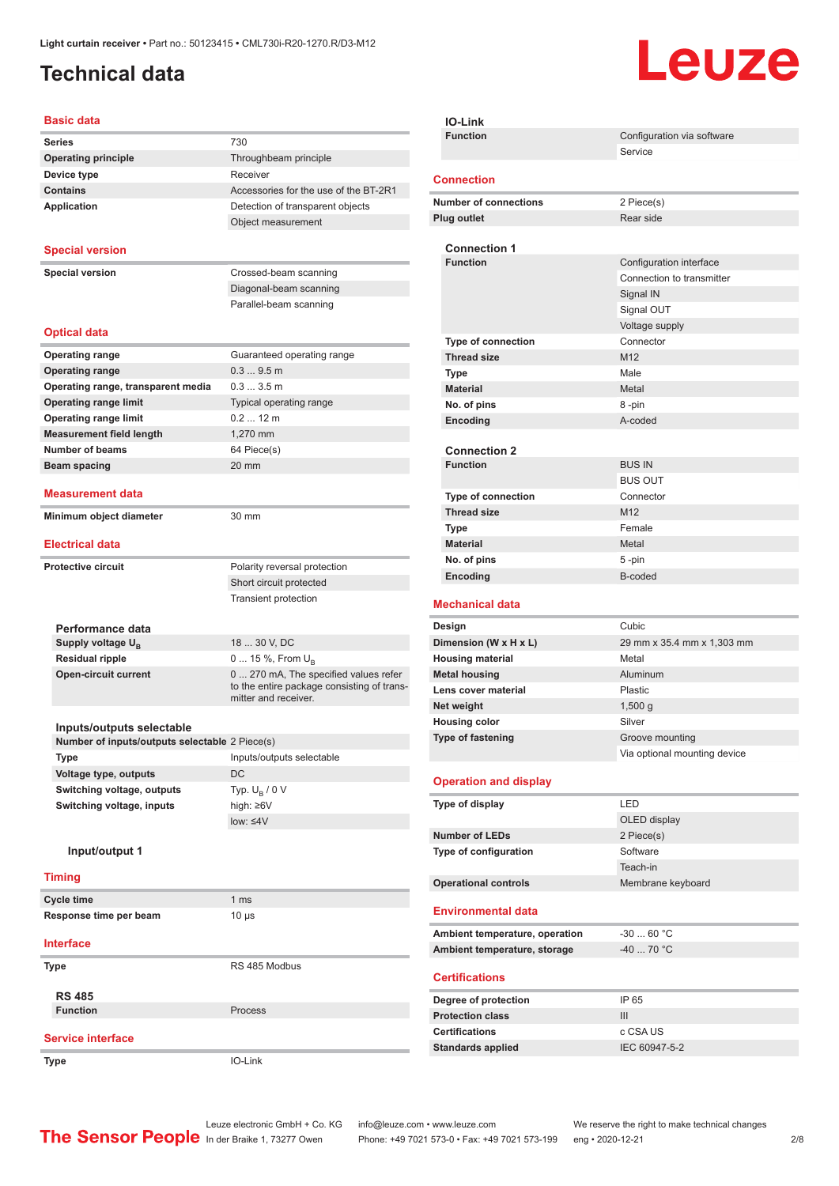# Technical data

Light curtain receiver • Part no.: 50123415 • CML730i-R20-1270.R/D3-M12

## Basic data

| | |
|---|---|
| Series | 730 |
| Operating principle | Throughbeam principle |
| Device type | Receiver |
| Contains | Accessories for the use of the BT-2R1 |
| Application | Detection of transparent objects |
| | Object measurement |

## Special version

| | |
|---|---|
| Special version | Crossed-beam scanning |
| | Diagonal-beam scanning |
| | Parallel-beam scanning |

## Optical data

| | |
|---|---|
| Operating range | Guaranteed operating range |
| Operating range | 0.3 ... 9.5 m |
| Operating range, transparent media | 0.3 ... 3.5 m |
| Operating range limit | Typical operating range |
| Operating range limit | 0.2 ... 12 m |
| Measurement field length | 1,270 mm |
| Number of beams | 64 Piece(s) |
| Beam spacing | 20 mm |

## Measurement data

| | |
|---|---|
| Minimum object diameter | 30 mm |

## Electrical data

| | |
|---|---|
| Protective circuit | Polarity reversal protection |
| | Short circuit protected |
| | Transient protection |

### Performance data

| | |
|---|---|
| Supply voltage $U_B$ | 18 ... 30 V, DC |
| Residual ripple | 0 ... 15 %, From $U_B$ |
| Open-circuit current | 0 ... 270 mA, The specified values refer to the entire package consisting of transmitter and receiver. |

### Inputs/outputs selectable

| | |
|---|---|
| Number of inputs/outputs selectable | 2 Piece(s) |
| Type | Inputs/outputs selectable |
| Voltage type, outputs | DC |
| Switching voltage, outputs | Typ. $U_B$ / 0 V |
| Switching voltage, inputs | high: ≥6V |
| | low: ≤4V |

#### Input/output 1

## Timing

| | |
|---|---|
| Cycle time | 1 ms |
| Response time per beam | 10 µs |

## Interface

| | |
|---|---|
| Type | RS 485 Modbus |

### RS 485

| | |
|---|---|
| Function | Process |

## Service interface

| | |
|---|---|
| Type | IO-Link |

### IO-Link

| | |
|---|---|
| Function | Configuration via software |
| | Service |

## Connection

| | |
|---|---|
| Number of connections | 2 Piece(s) |
| Plug outlet | Rear side |

### Connection 1

| | |
|---|---|
| Function | Configuration interface |
| | Connection to transmitter |
| | Signal IN |
| | Signal OUT |
| | Voltage supply |
| Type of connection | Connector |
| Thread size | M12 |
| Type | Male |
| Material | Metal |
| No. of pins | 8 -pin |
| Encoding | A-coded |

### Connection 2

| | |
|---|---|
| Function | BUS IN |
| | BUS OUT |
| Type of connection | Connector |
| Thread size | M12 |
| Type | Female |
| Material | Metal |
| No. of pins | 5 -pin |
| Encoding | B-coded |

## Mechanical data

| | |
|---|---|
| Design | Cubic |
| Dimension (W x H x L) | 29 mm x 35.4 mm x 1,303 mm |
| Housing material | Metal |
| Metal housing | Aluminum |
| Lens cover material | Plastic |
| Net weight | 1,500 g |
| Housing color | Silver |
| Type of fastening | Groove mounting |
| | Via optional mounting device |

## Operation and display

| | |
|---|---|
| Type of display | LED |
| | OLED display |
| Number of LEDs | 2 Piece(s) |
| Type of configuration | Software |
| | Teach-in |
| Operational controls | Membrane keyboard |

## Environmental data

| | |
|---|---|
| Ambient temperature, operation | -30 ... 60 °C |
| Ambient temperature, storage | -40 ... 70 °C |

## Certifications

| | |
|---|---|
| Degree of protection | IP 65 |
| Protection class | III |
| Certifications | c CSA US |
| Standards applied | IEC 60947-5-2 |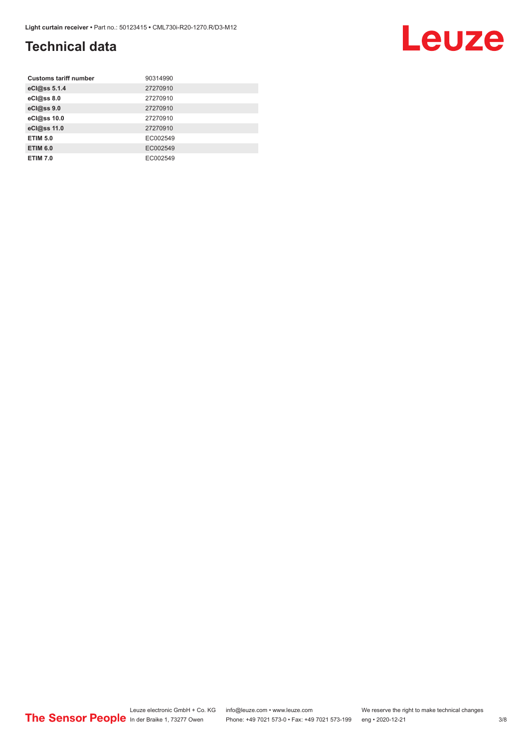## Technical data

| | |
|---|---|
| **Customs tariff number** | 90314990 |
| **eCl@ss 5.1.4** | 27270910 |
| **eCl@ss 8.0** | 27270910 |
| **eCl@ss 9.0** | 27270910 |
| **eCl@ss 10.0** | 27270910 |
| **eCl@ss 11.0** | 27270910 |
| **ETIM 5.0** | EC002549 |
| **ETIM 6.0** | EC002549 |
| **ETIM 7.0** | EC002549 |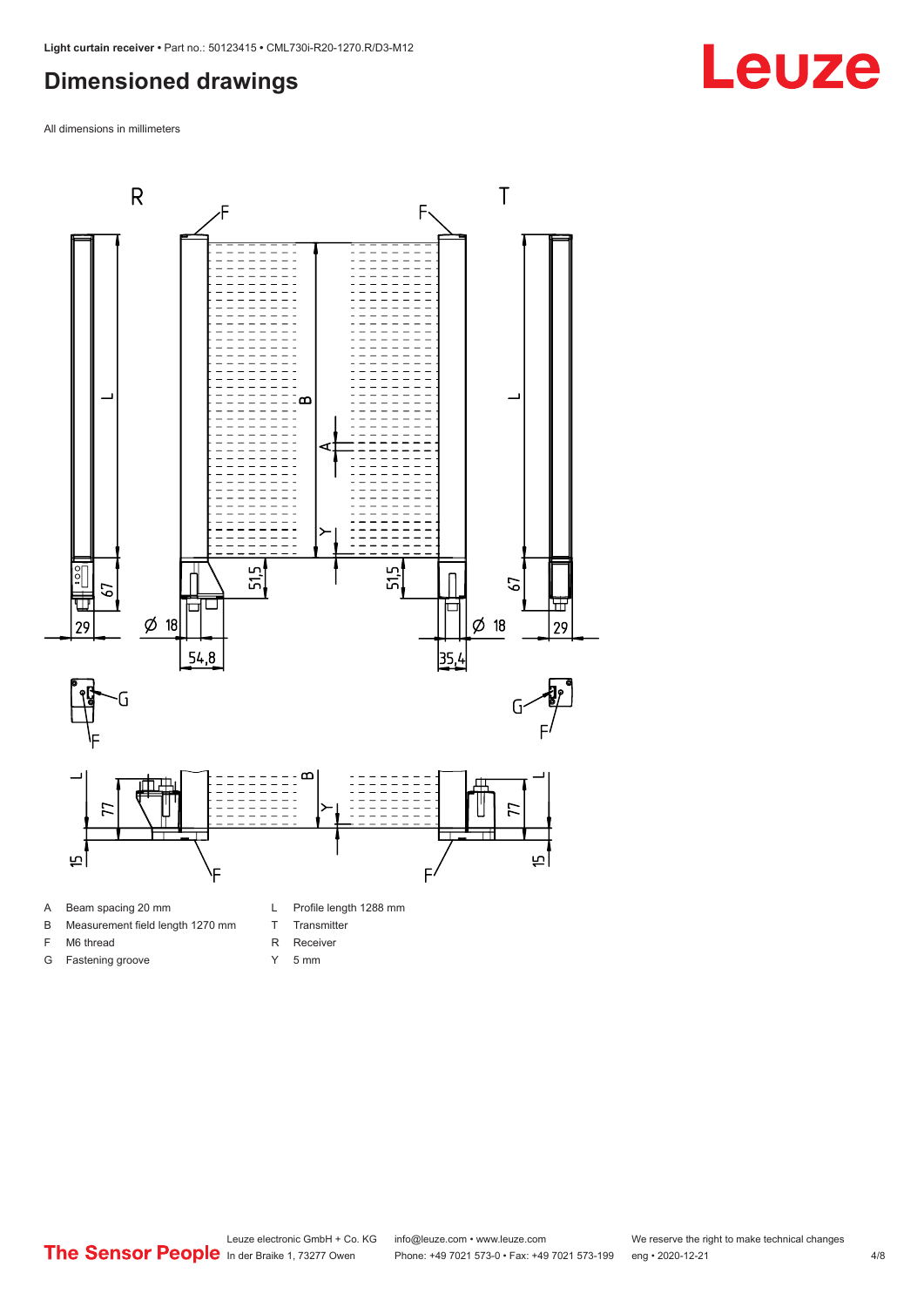# Dimensioned drawings

All dimensions in millimeters

| | | | |
|---|---|---|---|
| A | Beam spacing 20 mm | L | Profile length 1288 mm |
| B | Measurement field length 1270 mm | T | Transmitter |
| F | M6 thread | R | Receiver |
| G | Fastening groove | Y | 5 mm |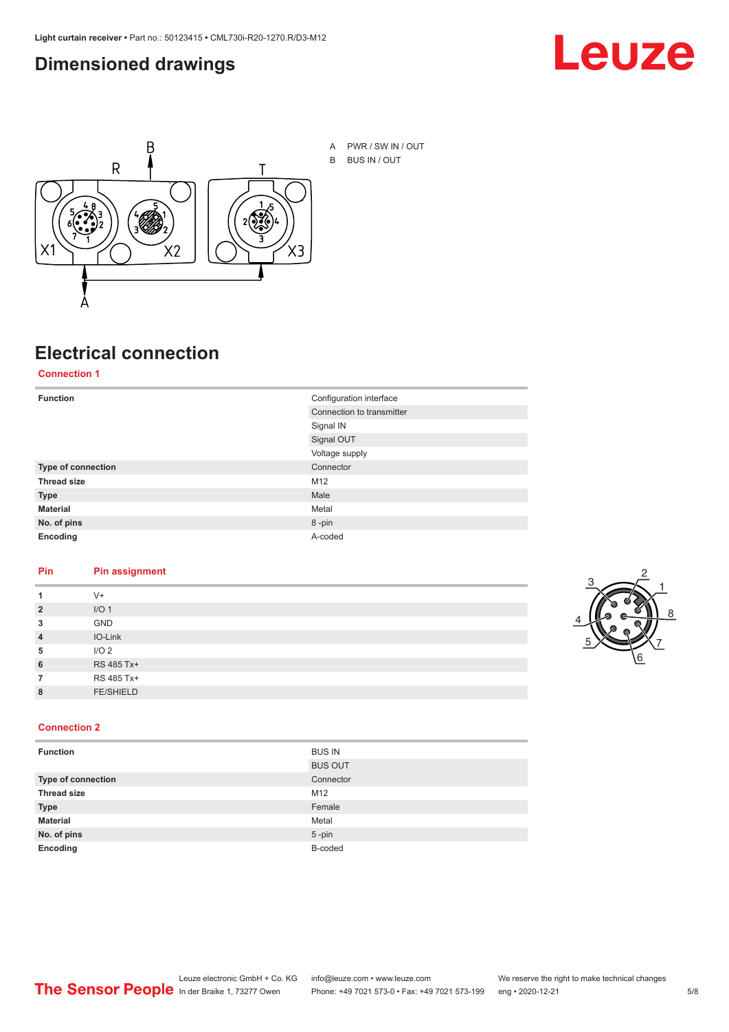# Dimensioned drawings

A PWR / SW IN / OUT

B BUS IN / OUT

# Electrical connection

## Connection 1

| | |
|---|---|
| **Function** | Configuration interface |
| | Connection to transmitter |
| | Signal IN |
| | Signal OUT |
| | Voltage supply |
| **Type of connection** | Connector |
| **Thread size** | M12 |
| **Type** | Male |
| **Material** | Metal |
| **No. of pins** | 8 -pin |
| **Encoding** | A-coded |

| Pin | Pin assignment |
|---|---|
| 1 | V+ |
| 2 | I/O 1 |
| 3 | GND |
| 4 | IO-Link |
| 5 | I/O 2 |
| 6 | RS 485 Tx+ |
| 7 | RS 485 Tx+ |
| 8 | FE/SHIELD |

## Connection 2

| | |
|---|---|
| **Function** | BUS IN |
| | BUS OUT |
| **Type of connection** | Connector |
| **Thread size** | M12 |
| **Type** | Female |
| **Material** | Metal |
| **No. of pins** | 5 -pin |
| **Encoding** | B-coded |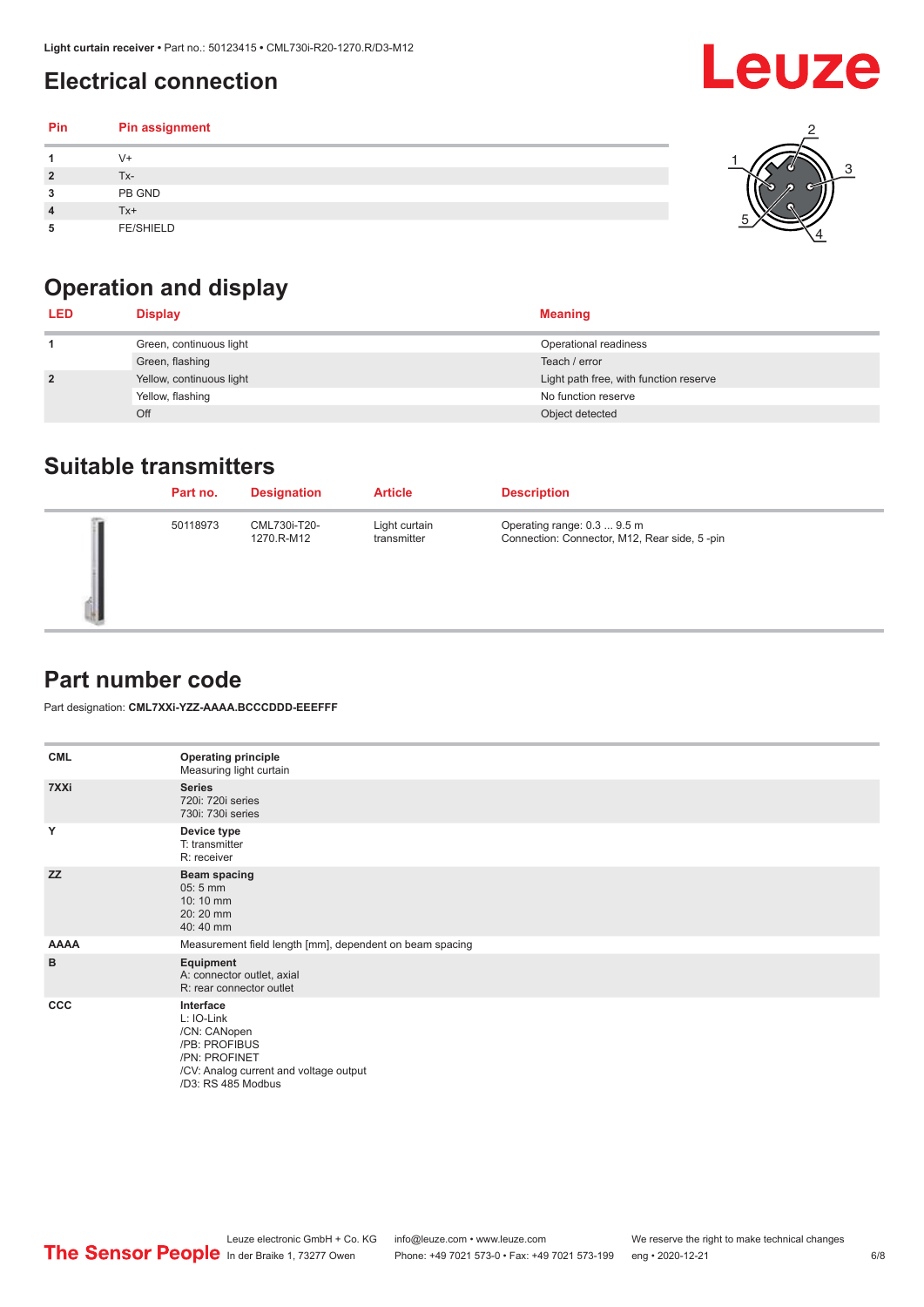## Electrical connection

| Pin | Pin assignment |
|---|---|
| 1 | V+ |
| 2 | Tx- |
| 3 | PB GND |
| 4 | Tx+ |
| 5 | FE/SHIELD |

## Operation and display

| LED | Display | Meaning |
|---|---|---|
| 1 | Green, continuous light | Operational readiness |
| | Green, flashing | Teach / error |
| 2 | Yellow, continuous light | Light path free, with function reserve |
| | Yellow, flashing | No function reserve |
| | Off | Object detected |

## Suitable transmitters

| | Part no. | Designation | Article | Description |
|---|---|---|---|---|
| | 50118973 | CML730i-T20-1270.R-M12 | Light curtain transmitter | Operating range: 0.3 ... 9.5 m<br>Connection: Connector, M12, Rear side, 5 -pin |

## Part number code

Part designation: **CML7XXi-YZZ-AAAA.BCCCDDD-EEEFFF**

| | |
|---|---|
| **CML** | **Operating principle**<br>Measuring light curtain |
| **7XXi** | **Series**<br>720i: 720i series<br>730i: 730i series |
| **Y** | **Device type**<br>T: transmitter<br>R: receiver |
| **ZZ** | **Beam spacing**<br>05: 5 mm<br>10: 10 mm<br>20: 20 mm<br>40: 40 mm |
| **AAAA** | Measurement field length [mm], dependent on beam spacing |
| **B** | **Equipment**<br>A: connector outlet, axial<br>R: rear connector outlet |
| **CCC** | **Interface**<br>L: IO-Link<br>/CN: CANopen<br>/PB: PROFIBUS<br>/PN: PROFINET<br>/CV: Analog current and voltage output<br>/D3: RS 485 Modbus |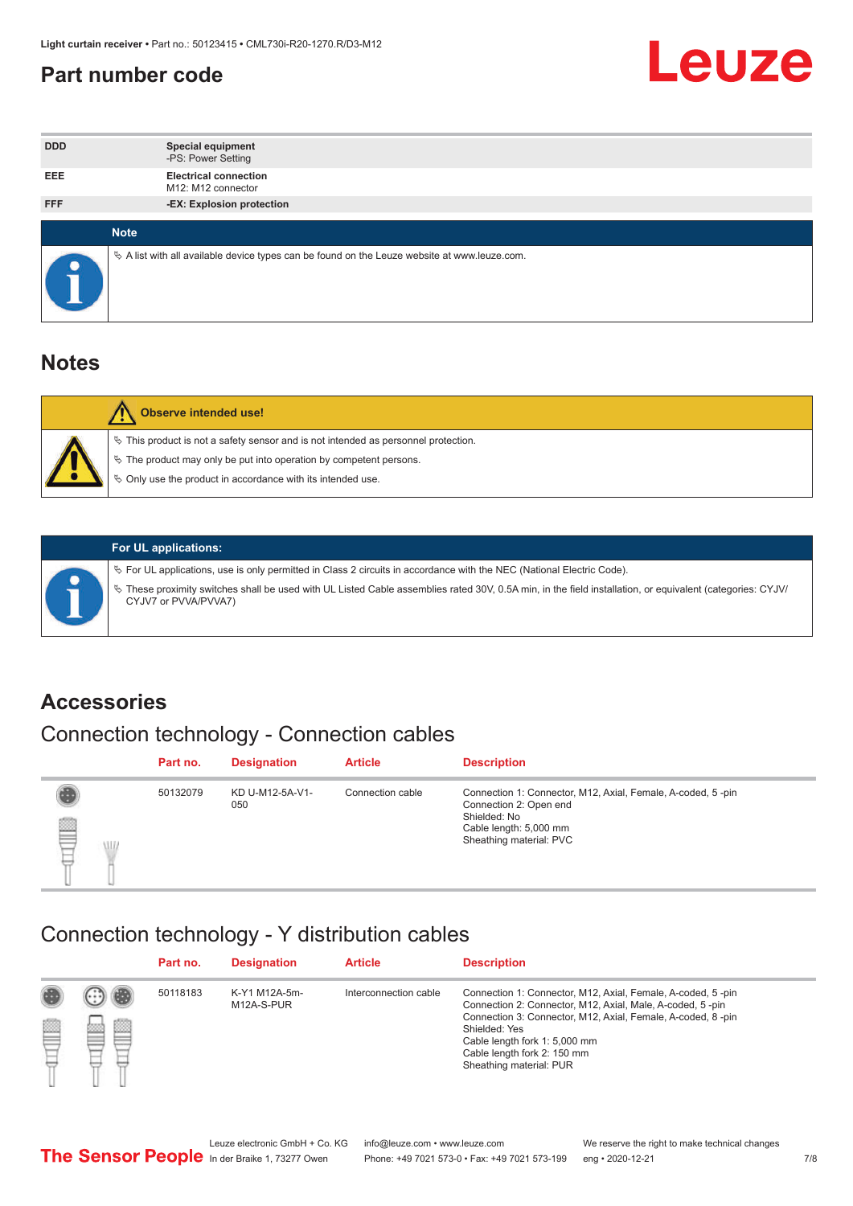## Part number code

| | |
|---|---|
| DDD | **Special equipment**<br>-PS: Power Setting |
| EEE | **Electrical connection**<br>M12: M12 connector |
| FFF | **-EX: Explosion protection** |

**Note**

- A list with all available device types can be found on the Leuze website at www.leuze.com.

## Notes

**Observe intended use!**

- This product is not a safety sensor and is not intended as personnel protection.
- The product may only be put into operation by competent persons.
- Only use the product in accordance with its intended use.

**For UL applications:**

- For UL applications, use is only permitted in Class 2 circuits in accordance with the NEC (National Electric Code).
- These proximity switches shall be used with UL Listed Cable assemblies rated 30V, 0.5A min, in the field installation, or equivalent (categories: CYJV/ CYJV7 or PVVA/PVVA7)

## Accessories

### Connection technology - Connection cables

| Part no. | Designation | Article | Description |
|---|---|---|---|
| 50132079 | KD U-M12-5A-V1-050 | Connection cable | Connection 1: Connector, M12, Axial, Female, A-coded, 5 -pin<br>Connection 2: Open end<br>Shielded: No<br>Cable length: 5,000 mm<br>Sheathing material: PVC |

### Connection technology - Y distribution cables

| Part no. | Designation | Article | Description |
|---|---|---|---|
| 50118183 | K-Y1 M12A-5m-M12A-S-PUR | Interconnection cable | Connection 1: Connector, M12, Axial, Female, A-coded, 5 -pin<br>Connection 2: Connector, M12, Axial, Male, A-coded, 5 -pin<br>Connection 3: Connector, M12, Axial, Female, A-coded, 8 -pin<br>Shielded: Yes<br>Cable length fork 1: 5,000 mm<br>Cable length fork 2: 150 mm<br>Sheathing material: PUR |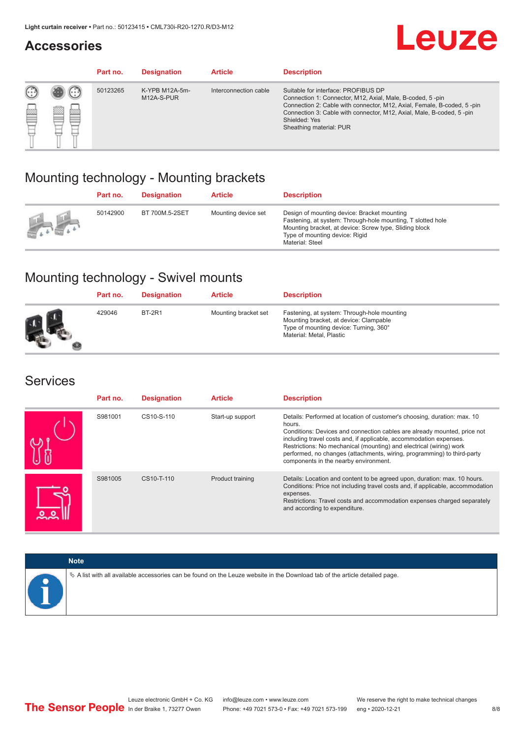## Accessories

| Part no. | Designation | Article | Description |
|---|---|---|---|
| 50123265 | K-YPB M12A-5m-M12A-S-PUR | Interconnection cable | Suitable for interface: PROFIBUS DP<br>Connection 1: Connector, M12, Axial, Male, B-coded, 5 -pin<br>Connection 2: Cable with connector, M12, Axial, Female, B-coded, 5 -pin<br>Connection 3: Cable with connector, M12, Axial, Male, B-coded, 5 -pin<br>Shielded: Yes<br>Sheathing material: PUR |

## Mounting technology - Mounting brackets

| Part no. | Designation | Article | Description |
|---|---|---|---|
| 50142900 | BT 700M.5-2SET | Mounting device set | Design of mounting device: Bracket mounting<br>Fastening, at system: Through-hole mounting, T slotted hole<br>Mounting bracket, at device: Screw type, Sliding block<br>Type of mounting device: Rigid<br>Material: Steel |

## Mounting technology - Swivel mounts

| Part no. | Designation | Article | Description |
|---|---|---|---|
| 429046 | BT-2R1 | Mounting bracket set | Fastening, at system: Through-hole mounting<br>Mounting bracket, at device: Clampable<br>Type of mounting device: Turning, 360°<br>Material: Metal, Plastic |

## Services

| Part no. | Designation | Article | Description |
|---|---|---|---|
| S981001 | CS10-S-110 | Start-up support | Details: Performed at location of customer's choosing, duration: max. 10 hours.<br>Conditions: Devices and connection cables are already mounted, price not including travel costs and, if applicable, accommodation expenses.<br>Restrictions: No mechanical (mounting) and electrical (wiring) work performed, no changes (attachments, wiring, programming) to third-party components in the nearby environment. |
| S981005 | CS10-T-110 | Product training | Details: Location and content to be agreed upon, duration: max. 10 hours.<br>Conditions: Price not including travel costs and, if applicable, accommodation expenses.<br>Restrictions: Travel costs and accommodation expenses charged separately and according to expenditure. |

**Note**

↳ A list with all available accessories can be found on the Leuze website in the Download tab of the article detailed page.